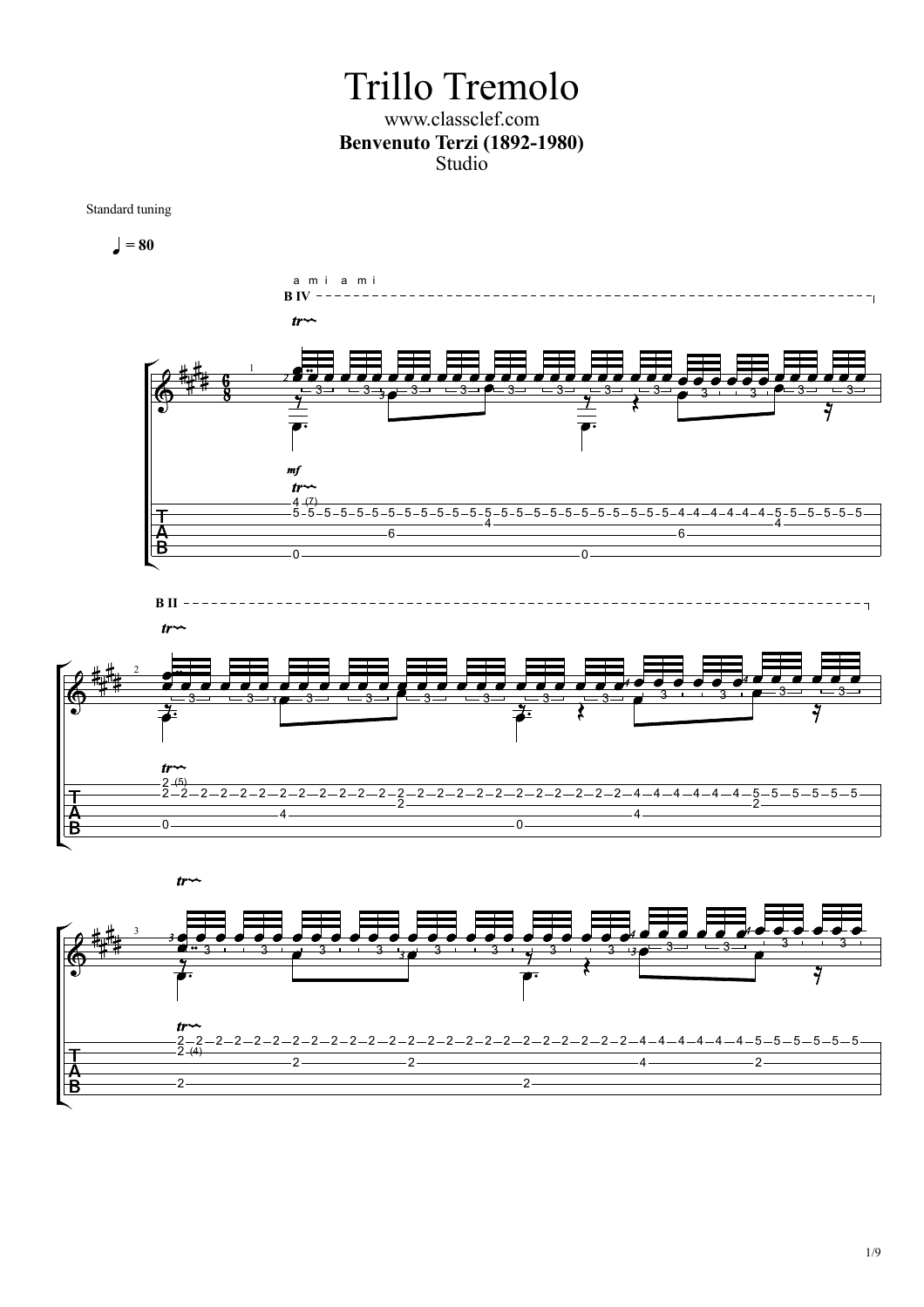# Trillo Tremolo

www.classclef.com

**Benvenuto Terzi (1892-1980)**

Studio

Standard tuning

♩ = 80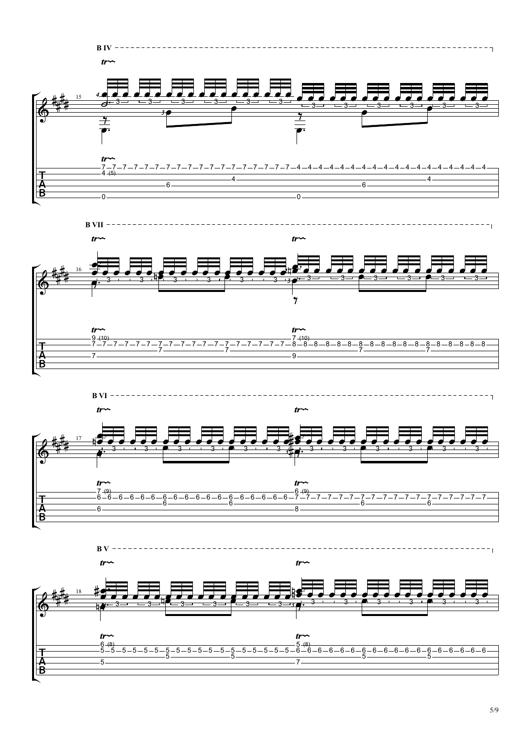B IV

B VII

B VI

B V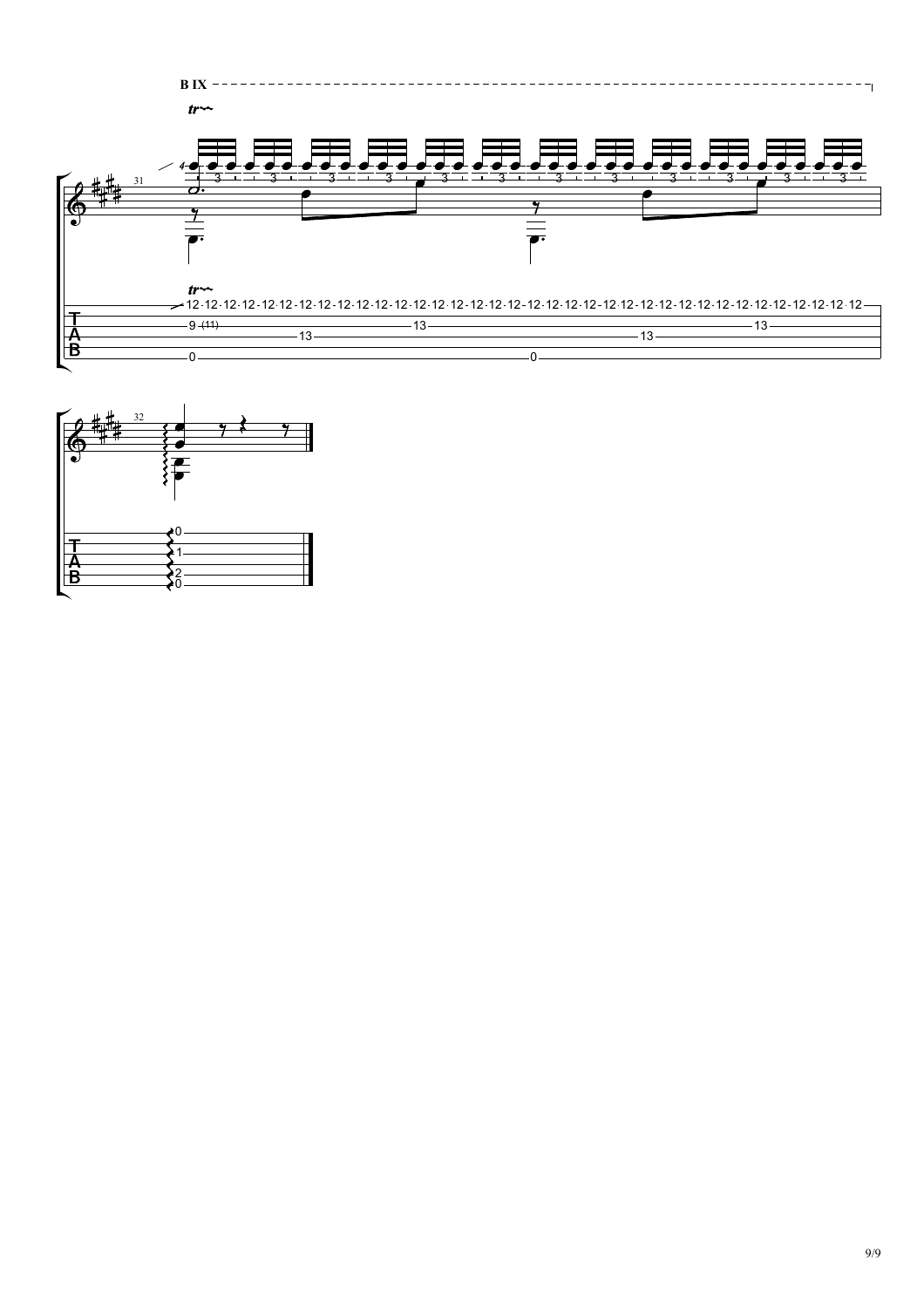B IX

tr

31

tr

12-12-12-12-12-12-12-12-12-12-12-12-12-12-12-12-12-12-12-12-12-12-12-12-12-12-12-12-12-12-12-12-12-12-12-12
9 (11) 13 13 13 13
0 0

32

0
1
2
0